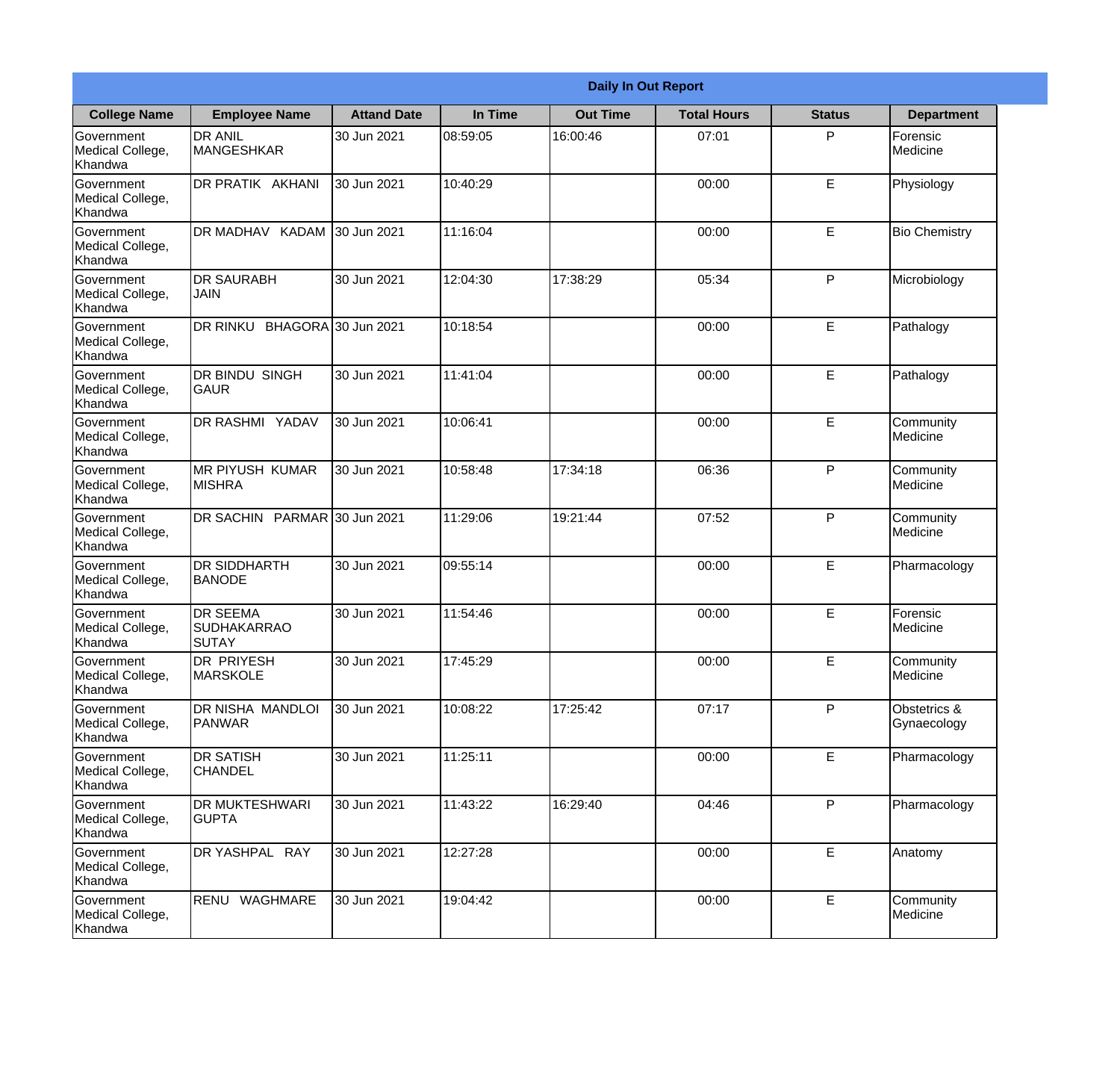| Daily In Out Report | | | | | | | |
|---|---|---|---|---|---|---|---|
| **College Name** | **Employee Name** | **Attand Date** | **In Time** | **Out Time** | **Total Hours** | **Status** | **Department** |
| Government Medical College, Khandwa | DR ANIL MANGESHKAR | 30 Jun 2021 | 08:59:05 | 16:00:46 | 07:01 | P | Forensic Medicine |
| Government Medical College, Khandwa | DR PRATIK AKHANI | 30 Jun 2021 | 10:40:29 | | 00:00 | E | Physiology |
| Government Medical College, Khandwa | DR MADHAV KADAM | 30 Jun 2021 | 11:16:04 | | 00:00 | E | Bio Chemistry |
| Government Medical College, Khandwa | DR SAURABH JAIN | 30 Jun 2021 | 12:04:30 | 17:38:29 | 05:34 | P | Microbiology |
| Government Medical College, Khandwa | DR RINKU BHAGORA | 30 Jun 2021 | 10:18:54 | | 00:00 | E | Pathalogy |
| Government Medical College, Khandwa | DR BINDU SINGH GAUR | 30 Jun 2021 | 11:41:04 | | 00:00 | E | Pathalogy |
| Government Medical College, Khandwa | DR RASHMI YADAV | 30 Jun 2021 | 10:06:41 | | 00:00 | E | Community Medicine |
| Government Medical College, Khandwa | MR PIYUSH KUMAR MISHRA | 30 Jun 2021 | 10:58:48 | 17:34:18 | 06:36 | P | Community Medicine |
| Government Medical College, Khandwa | DR SACHIN PARMAR | 30 Jun 2021 | 11:29:06 | 19:21:44 | 07:52 | P | Community Medicine |
| Government Medical College, Khandwa | DR SIDDHARTH BANODE | 30 Jun 2021 | 09:55:14 | | 00:00 | E | Pharmacology |
| Government Medical College, Khandwa | DR SEEMA SUDHAKARRAO SUTAY | 30 Jun 2021 | 11:54:46 | | 00:00 | E | Forensic Medicine |
| Government Medical College, Khandwa | DR PRIYESH MARSKOLE | 30 Jun 2021 | 17:45:29 | | 00:00 | E | Community Medicine |
| Government Medical College, Khandwa | DR NISHA MANDLOI PANWAR | 30 Jun 2021 | 10:08:22 | 17:25:42 | 07:17 | P | Obstetrics & Gynaecology |
| Government Medical College, Khandwa | DR SATISH CHANDEL | 30 Jun 2021 | 11:25:11 | | 00:00 | E | Pharmacology |
| Government Medical College, Khandwa | DR MUKTESHWARI GUPTA | 30 Jun 2021 | 11:43:22 | 16:29:40 | 04:46 | P | Pharmacology |
| Government Medical College, Khandwa | DR YASHPAL RAY | 30 Jun 2021 | 12:27:28 | | 00:00 | E | Anatomy |
| Government Medical College, Khandwa | RENU WAGHMARE | 30 Jun 2021 | 19:04:42 | | 00:00 | E | Community Medicine |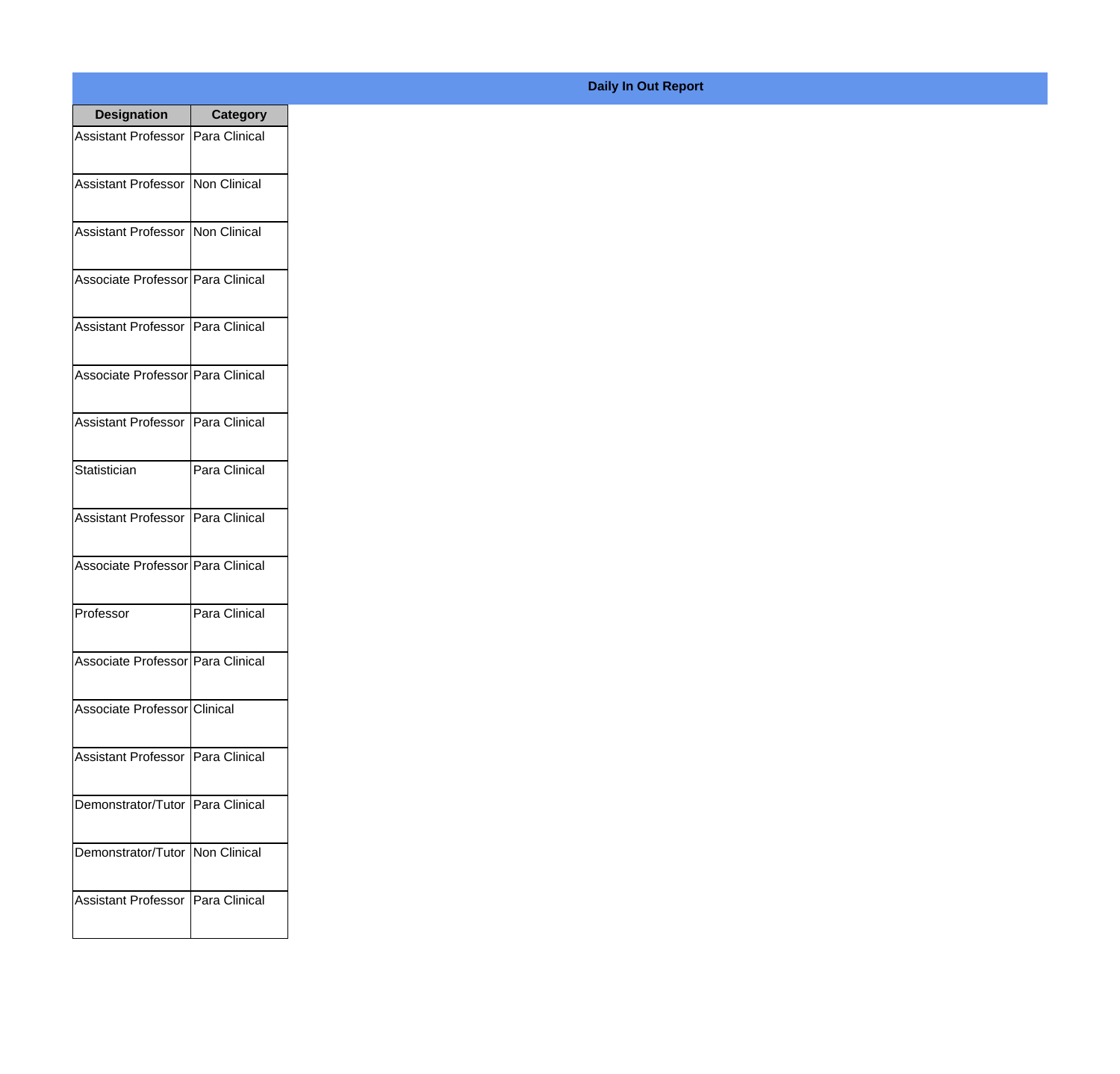**Daily In Out Report**

| Designation | Category |
|---|---|
| Assistant Professor | Para Clinical |
| Assistant Professor | Non Clinical |
| Assistant Professor | Non Clinical |
| Associate Professor | Para Clinical |
| Assistant Professor | Para Clinical |
| Associate Professor | Para Clinical |
| Assistant Professor | Para Clinical |
| Statistician | Para Clinical |
| Assistant Professor | Para Clinical |
| Associate Professor | Para Clinical |
| Professor | Para Clinical |
| Associate Professor | Para Clinical |
| Associate Professor | Clinical |
| Assistant Professor | Para Clinical |
| Demonstrator/Tutor | Para Clinical |
| Demonstrator/Tutor | Non Clinical |
| Assistant Professor | Para Clinical |